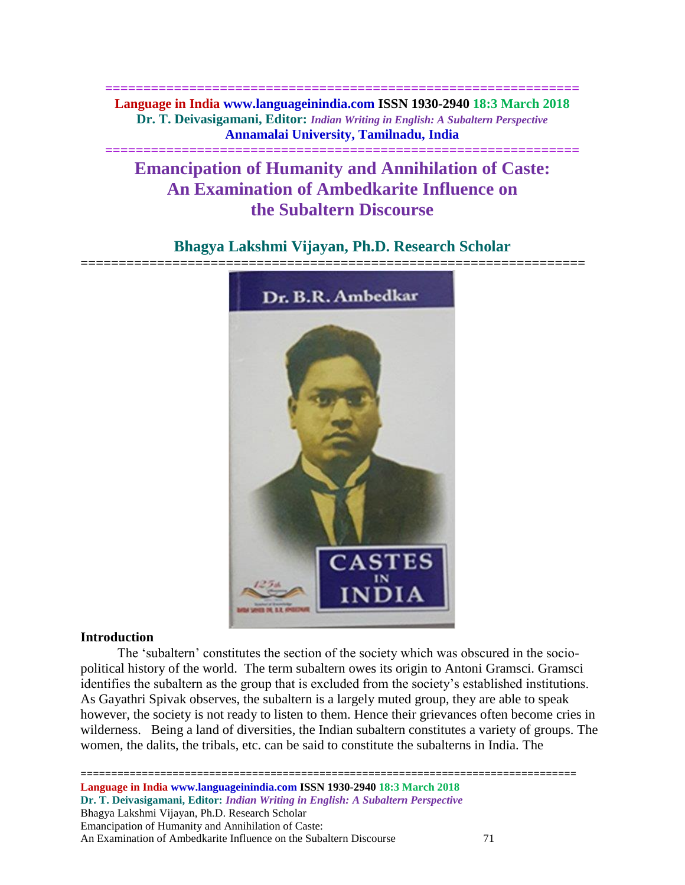# Emancipation of Humanity and Annihilation of Caste: An Examination of Ambedkarite Influence on the Subaltern Discourse

## Bhagya Lakshmi Vijayan, Ph.D. Research Scholar

### Introduction

The 'subaltern' constitutes the section of the society which was obscured in the socio-political history of the world. The term subaltern owes its origin to Antoni Gramsci. Gramsci identifies the subaltern as the group that is excluded from the society's established institutions. As Gayathri Spivak observes, the subaltern is a largely muted group, they are able to speak however, the society is not ready to listen to them. Hence their grievances often become cries in wilderness. Being a land of diversities, the Indian subaltern constitutes a variety of groups. The women, the dalits, the tribals, etc. can be said to constitute the subalterns in India. The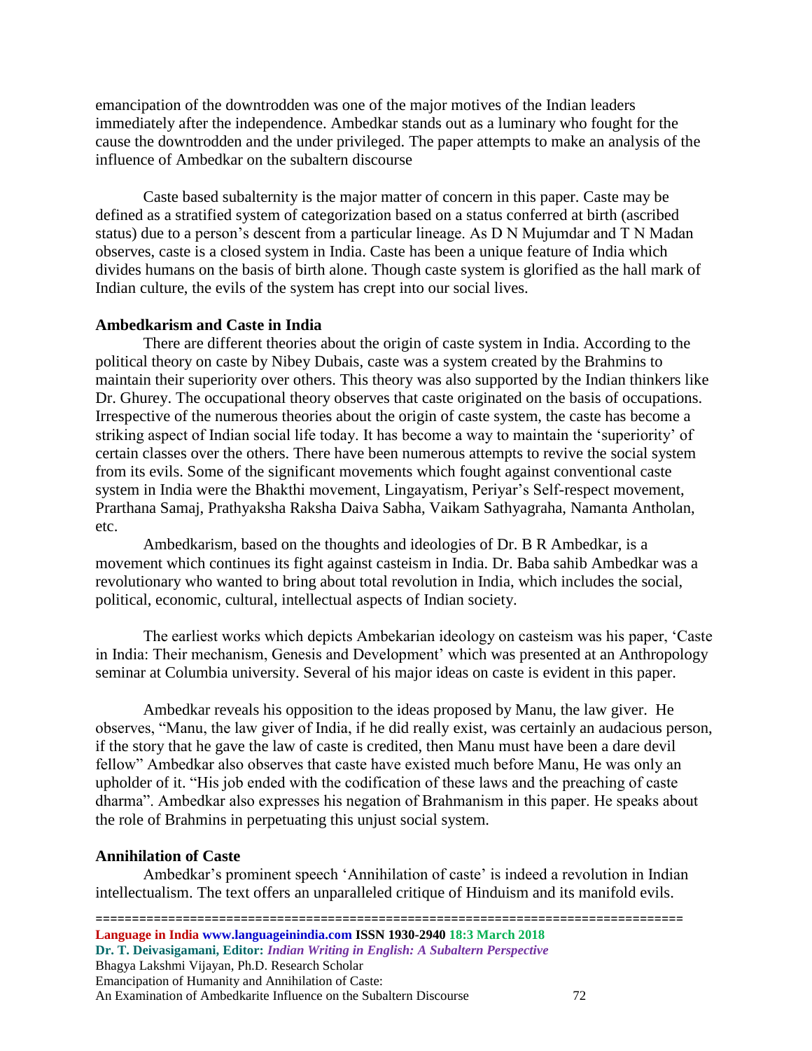emancipation of the downtrodden was one of the major motives of the Indian leaders immediately after the independence. Ambedkar stands out as a luminary who fought for the cause the downtrodden and the under privileged. The paper attempts to make an analysis of the influence of Ambedkar on the subaltern discourse

Caste based subalternity is the major matter of concern in this paper. Caste may be defined as a stratified system of categorization based on a status conferred at birth (ascribed status) due to a person's descent from a particular lineage. As D N Mujumdar and T N Madan observes, caste is a closed system in India. Caste has been a unique feature of India which divides humans on the basis of birth alone. Though caste system is glorified as the hall mark of Indian culture, the evils of the system has crept into our social lives.

### Ambedkarism and Caste in India

There are different theories about the origin of caste system in India. According to the political theory on caste by Nibey Dubais, caste was a system created by the Brahmins to maintain their superiority over others. This theory was also supported by the Indian thinkers like Dr. Ghurey. The occupational theory observes that caste originated on the basis of occupations. Irrespective of the numerous theories about the origin of caste system, the caste has become a striking aspect of Indian social life today. It has become a way to maintain the 'superiority' of certain classes over the others. There have been numerous attempts to revive the social system from its evils. Some of the significant movements which fought against conventional caste system in India were the Bhakthi movement, Lingayatism, Periyar's Self-respect movement, Prarthana Samaj, Prathyaksha Raksha Daiva Sabha, Vaikam Sathyagraha, Namanta Antholan, etc.

Ambedkarism, based on the thoughts and ideologies of Dr. B R Ambedkar, is a movement which continues its fight against casteism in India. Dr. Baba sahib Ambedkar was a revolutionary who wanted to bring about total revolution in India, which includes the social, political, economic, cultural, intellectual aspects of Indian society.

The earliest works which depicts Ambekarian ideology on casteism was his paper, 'Caste in India: Their mechanism, Genesis and Development' which was presented at an Anthropology seminar at Columbia university. Several of his major ideas on caste is evident in this paper.

Ambedkar reveals his opposition to the ideas proposed by Manu, the law giver. He observes, "Manu, the law giver of India, if he did really exist, was certainly an audacious person, if the story that he gave the law of caste is credited, then Manu must have been a dare devil fellow" Ambedkar also observes that caste have existed much before Manu, He was only an upholder of it. "His job ended with the codification of these laws and the preaching of caste dharma". Ambedkar also expresses his negation of Brahmanism in this paper. He speaks about the role of Brahmins in perpetuating this unjust social system.

### Annihilation of Caste

Ambedkar's prominent speech 'Annihilation of caste' is indeed a revolution in Indian intellectualism. The text offers an unparalleled critique of Hinduism and its manifold evils.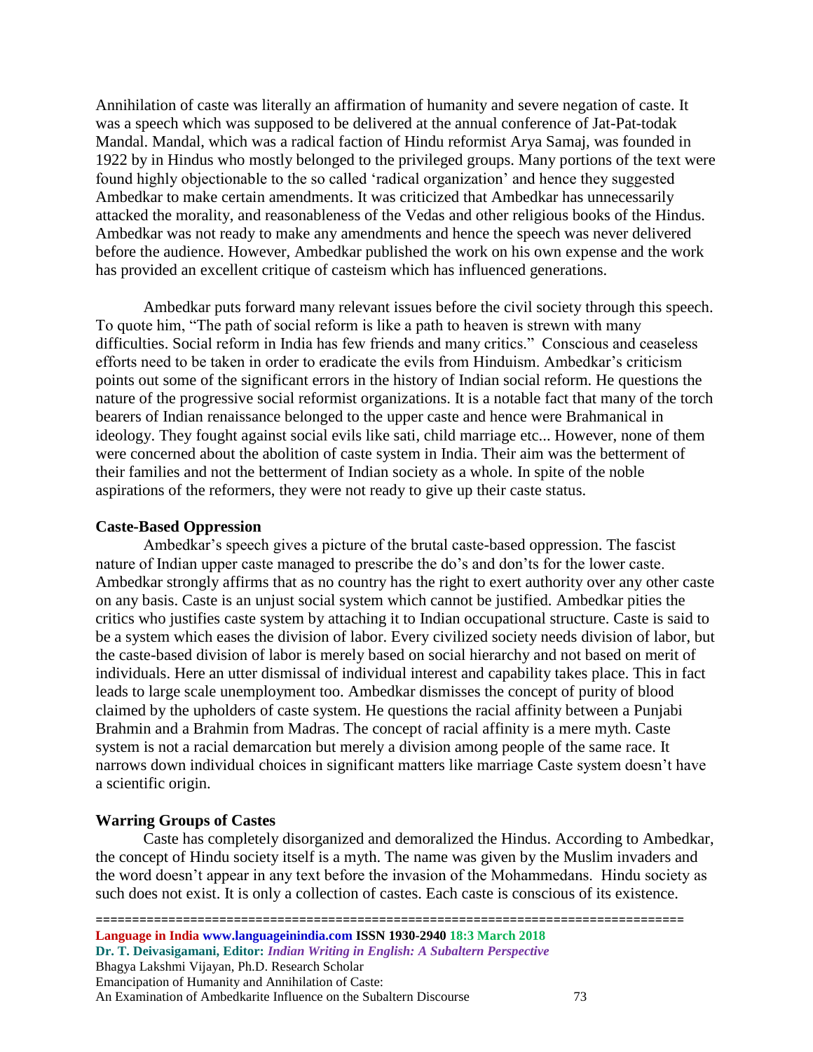Annihilation of caste was literally an affirmation of humanity and severe negation of caste. It was a speech which was supposed to be delivered at the annual conference of Jat-Pat-todak Mandal. Mandal, which was a radical faction of Hindu reformist Arya Samaj, was founded in 1922 by in Hindus who mostly belonged to the privileged groups. Many portions of the text were found highly objectionable to the so called 'radical organization' and hence they suggested Ambedkar to make certain amendments. It was criticized that Ambedkar has unnecessarily attacked the morality, and reasonableness of the Vedas and other religious books of the Hindus. Ambedkar was not ready to make any amendments and hence the speech was never delivered before the audience. However, Ambedkar published the work on his own expense and the work has provided an excellent critique of casteism which has influenced generations.

Ambedkar puts forward many relevant issues before the civil society through this speech. To quote him, "The path of social reform is like a path to heaven is strewn with many difficulties. Social reform in India has few friends and many critics." Conscious and ceaseless efforts need to be taken in order to eradicate the evils from Hinduism. Ambedkar's criticism points out some of the significant errors in the history of Indian social reform. He questions the nature of the progressive social reformist organizations. It is a notable fact that many of the torch bearers of Indian renaissance belonged to the upper caste and hence were Brahmanical in ideology. They fought against social evils like sati, child marriage etc... However, none of them were concerned about the abolition of caste system in India. Their aim was the betterment of their families and not the betterment of Indian society as a whole. In spite of the noble aspirations of the reformers, they were not ready to give up their caste status.

**Caste-Based Oppression**

Ambedkar's speech gives a picture of the brutal caste-based oppression. The fascist nature of Indian upper caste managed to prescribe the do's and don'ts for the lower caste. Ambedkar strongly affirms that as no country has the right to exert authority over any other caste on any basis. Caste is an unjust social system which cannot be justified. Ambedkar pities the critics who justifies caste system by attaching it to Indian occupational structure. Caste is said to be a system which eases the division of labor. Every civilized society needs division of labor, but the caste-based division of labor is merely based on social hierarchy and not based on merit of individuals. Here an utter dismissal of individual interest and capability takes place. This in fact leads to large scale unemployment too. Ambedkar dismisses the concept of purity of blood claimed by the upholders of caste system. He questions the racial affinity between a Punjabi Brahmin and a Brahmin from Madras. The concept of racial affinity is a mere myth. Caste system is not a racial demarcation but merely a division among people of the same race. It narrows down individual choices in significant matters like marriage Caste system doesn't have a scientific origin.

**Warring Groups of Castes**

Caste has completely disorganized and demoralized the Hindus. According to Ambedkar, the concept of Hindu society itself is a myth. The name was given by the Muslim invaders and the word doesn't appear in any text before the invasion of the Mohammedans. Hindu society as such does not exist. It is only a collection of castes. Each caste is conscious of its existence.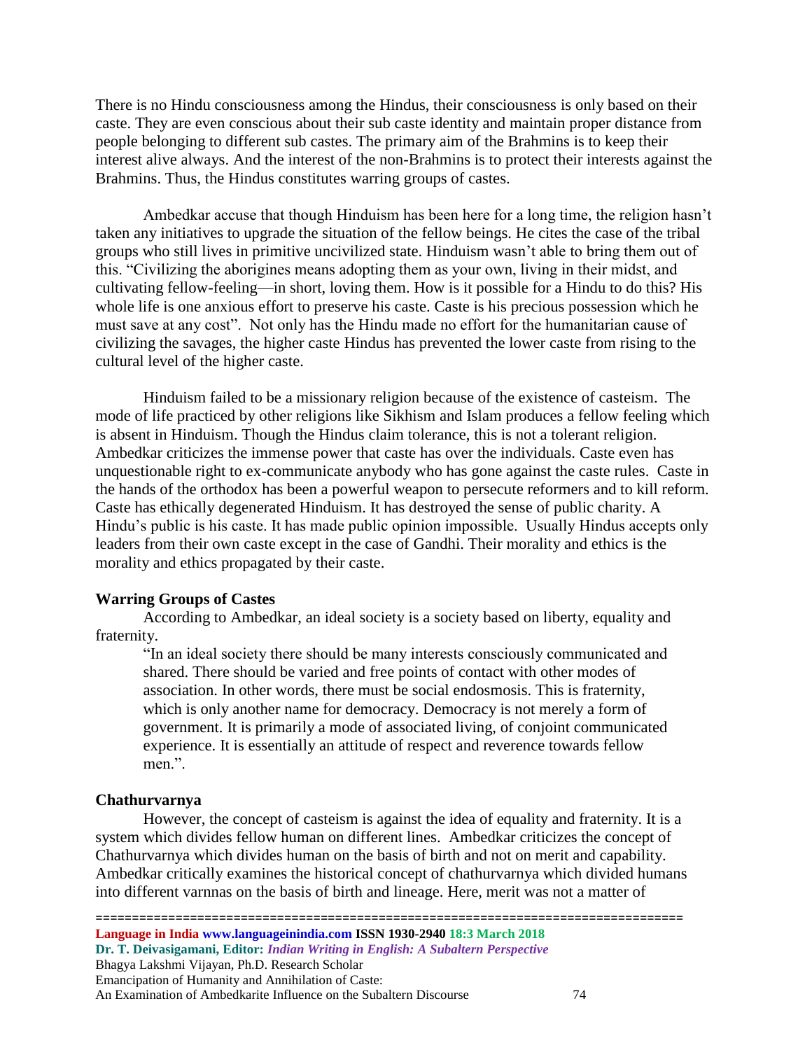There is no Hindu consciousness among the Hindus, their consciousness is only based on their caste. They are even conscious about their sub caste identity and maintain proper distance from people belonging to different sub castes. The primary aim of the Brahmins is to keep their interest alive always. And the interest of the non-Brahmins is to protect their interests against the Brahmins. Thus, the Hindus constitutes warring groups of castes.

Ambedkar accuse that though Hinduism has been here for a long time, the religion hasn't taken any initiatives to upgrade the situation of the fellow beings. He cites the case of the tribal groups who still lives in primitive uncivilized state. Hinduism wasn't able to bring them out of this. "Civilizing the aborigines means adopting them as your own, living in their midst, and cultivating fellow-feeling—in short, loving them. How is it possible for a Hindu to do this? His whole life is one anxious effort to preserve his caste. Caste is his precious possession which he must save at any cost". Not only has the Hindu made no effort for the humanitarian cause of civilizing the savages, the higher caste Hindus has prevented the lower caste from rising to the cultural level of the higher caste.

Hinduism failed to be a missionary religion because of the existence of casteism. The mode of life practiced by other religions like Sikhism and Islam produces a fellow feeling which is absent in Hinduism. Though the Hindus claim tolerance, this is not a tolerant religion. Ambedkar criticizes the immense power that caste has over the individuals. Caste even has unquestionable right to ex-communicate anybody who has gone against the caste rules. Caste in the hands of the orthodox has been a powerful weapon to persecute reformers and to kill reform. Caste has ethically degenerated Hinduism. It has destroyed the sense of public charity. A Hindu's public is his caste. It has made public opinion impossible. Usually Hindus accepts only leaders from their own caste except in the case of Gandhi. Their morality and ethics is the morality and ethics propagated by their caste.

### Warring Groups of Castes

According to Ambedkar, an ideal society is a society based on liberty, equality and fraternity.

> "In an ideal society there should be many interests consciously communicated and shared. There should be varied and free points of contact with other modes of association. In other words, there must be social endosmosis. This is fraternity, which is only another name for democracy. Democracy is not merely a form of government. It is primarily a mode of associated living, of conjoint communicated experience. It is essentially an attitude of respect and reverence towards fellow men.".

### Chathurvarnya

However, the concept of casteism is against the idea of equality and fraternity. It is a system which divides fellow human on different lines. Ambedkar criticizes the concept of Chathurvarnya which divides human on the basis of birth and not on merit and capability. Ambedkar critically examines the historical concept of chathurvarnya which divided humans into different varnas on the basis of birth and lineage. Here, merit was not a matter of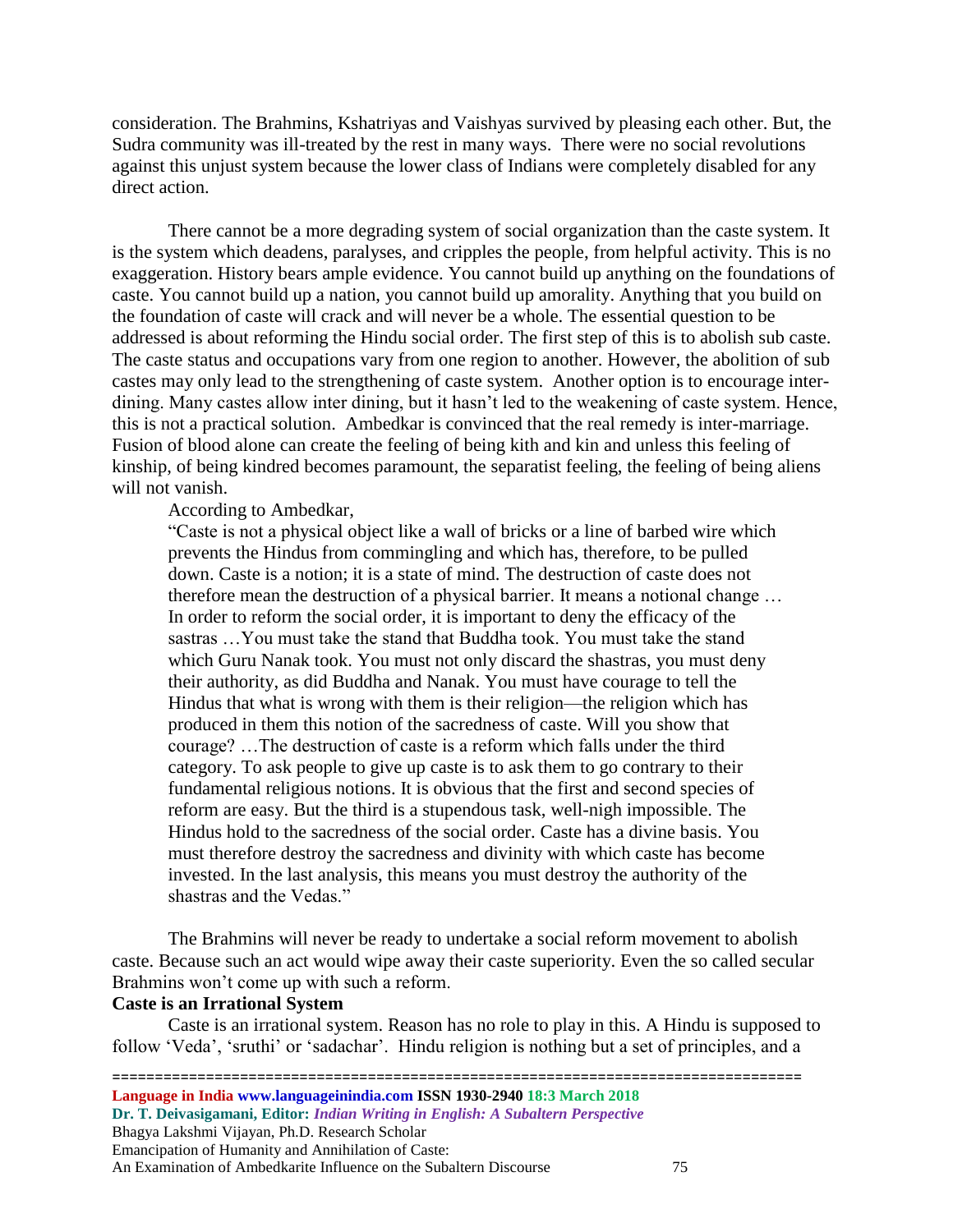consideration. The Brahmins, Kshatriyas and Vaishyas survived by pleasing each other. But, the Sudra community was ill-treated by the rest in many ways. There were no social revolutions against this unjust system because the lower class of Indians were completely disabled for any direct action.

There cannot be a more degrading system of social organization than the caste system. It is the system which deadens, paralyses, and cripples the people, from helpful activity. This is no exaggeration. History bears ample evidence. You cannot build up anything on the foundations of caste. You cannot build up a nation, you cannot build up amorality. Anything that you build on the foundation of caste will crack and will never be a whole. The essential question to be addressed is about reforming the Hindu social order. The first step of this is to abolish sub caste. The caste status and occupations vary from one region to another. However, the abolition of sub castes may only lead to the strengthening of caste system. Another option is to encourage inter-dining. Many castes allow inter dining, but it hasn't led to the weakening of caste system. Hence, this is not a practical solution. Ambedkar is convinced that the real remedy is inter-marriage. Fusion of blood alone can create the feeling of being kith and kin and unless this feeling of kinship, of being kindred becomes paramount, the separatist feeling, the feeling of being aliens will not vanish.

According to Ambedkar,

> "Caste is not a physical object like a wall of bricks or a line of barbed wire which prevents the Hindus from commingling and which has, therefore, to be pulled down. Caste is a notion; it is a state of mind. The destruction of caste does not therefore mean the destruction of a physical barrier. It means a notional change … In order to reform the social order, it is important to deny the efficacy of the sastras …You must take the stand that Buddha took. You must take the stand which Guru Nanak took. You must not only discard the shastras, you must deny their authority, as did Buddha and Nanak. You must have courage to tell the Hindus that what is wrong with them is their religion—the religion which has produced in them this notion of the sacredness of caste. Will you show that courage? …The destruction of caste is a reform which falls under the third category. To ask people to give up caste is to ask them to go contrary to their fundamental religious notions. It is obvious that the first and second species of reform are easy. But the third is a stupendous task, well-nigh impossible. The Hindus hold to the sacredness of the social order. Caste has a divine basis. You must therefore destroy the sacredness and divinity with which caste has become invested. In the last analysis, this means you must destroy the authority of the shastras and the Vedas."

The Brahmins will never be ready to undertake a social reform movement to abolish caste. Because such an act would wipe away their caste superiority. Even the so called secular Brahmins won't come up with such a reform.

**Caste is an Irrational System**

Caste is an irrational system. Reason has no role to play in this. A Hindu is supposed to follow 'Veda', 'sruthi' or 'sadachar'. Hindu religion is nothing but a set of principles, and a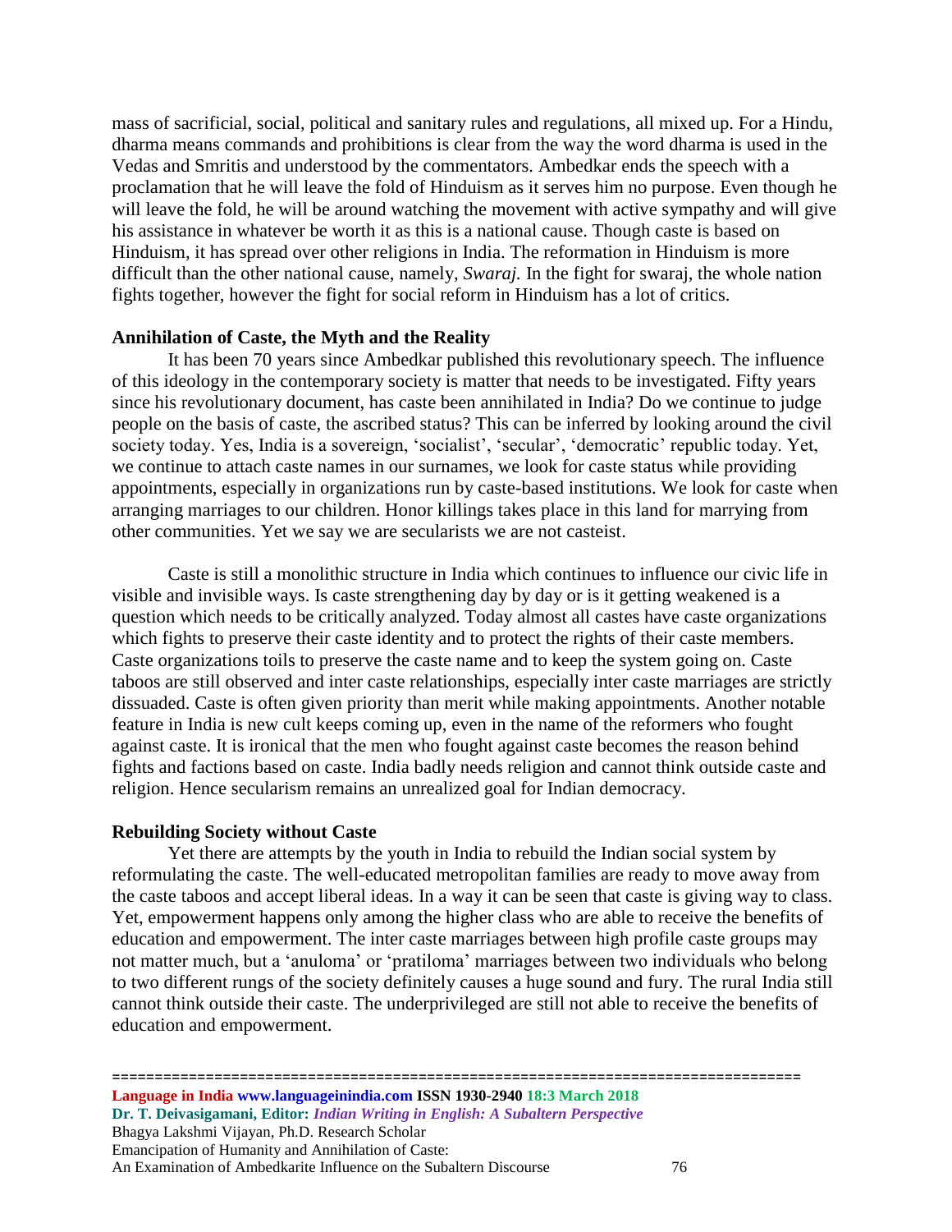mass of sacrificial, social, political and sanitary rules and regulations, all mixed up. For a Hindu, dharma means commands and prohibitions is clear from the way the word dharma is used in the Vedas and Smritis and understood by the commentators. Ambedkar ends the speech with a proclamation that he will leave the fold of Hinduism as it serves him no purpose. Even though he will leave the fold, he will be around watching the movement with active sympathy and will give his assistance in whatever be worth it as this is a national cause. Though caste is based on Hinduism, it has spread over other religions in India. The reformation in Hinduism is more difficult than the other national cause, namely, *Swaraj.* In the fight for swaraj, the whole nation fights together, however the fight for social reform in Hinduism has a lot of critics.

**Annihilation of Caste, the Myth and the Reality**

It has been 70 years since Ambedkar published this revolutionary speech. The influence of this ideology in the contemporary society is matter that needs to be investigated. Fifty years since his revolutionary document, has caste been annihilated in India? Do we continue to judge people on the basis of caste, the ascribed status? This can be inferred by looking around the civil society today. Yes, India is a sovereign, 'socialist', 'secular', 'democratic' republic today. Yet, we continue to attach caste names in our surnames, we look for caste status while providing appointments, especially in organizations run by caste-based institutions. We look for caste when arranging marriages to our children. Honor killings takes place in this land for marrying from other communities. Yet we say we are secularists we are not casteist.

Caste is still a monolithic structure in India which continues to influence our civic life in visible and invisible ways. Is caste strengthening day by day or is it getting weakened is a question which needs to be critically analyzed. Today almost all castes have caste organizations which fights to preserve their caste identity and to protect the rights of their caste members. Caste organizations toils to preserve the caste name and to keep the system going on. Caste taboos are still observed and inter caste relationships, especially inter caste marriages are strictly dissuaded. Caste is often given priority than merit while making appointments. Another notable feature in India is new cult keeps coming up, even in the name of the reformers who fought against caste. It is ironical that the men who fought against caste becomes the reason behind fights and factions based on caste. India badly needs religion and cannot think outside caste and religion. Hence secularism remains an unrealized goal for Indian democracy.

**Rebuilding Society without Caste**

Yet there are attempts by the youth in India to rebuild the Indian social system by reformulating the caste. The well-educated metropolitan families are ready to move away from the caste taboos and accept liberal ideas. In a way it can be seen that caste is giving way to class. Yet, empowerment happens only among the higher class who are able to receive the benefits of education and empowerment. The inter caste marriages between high profile caste groups may not matter much, but a 'anuloma' or 'pratiloma' marriages between two individuals who belong to two different rungs of the society definitely causes a huge sound and fury. The rural India still cannot think outside their caste. The underprivileged are still not able to receive the benefits of education and empowerment.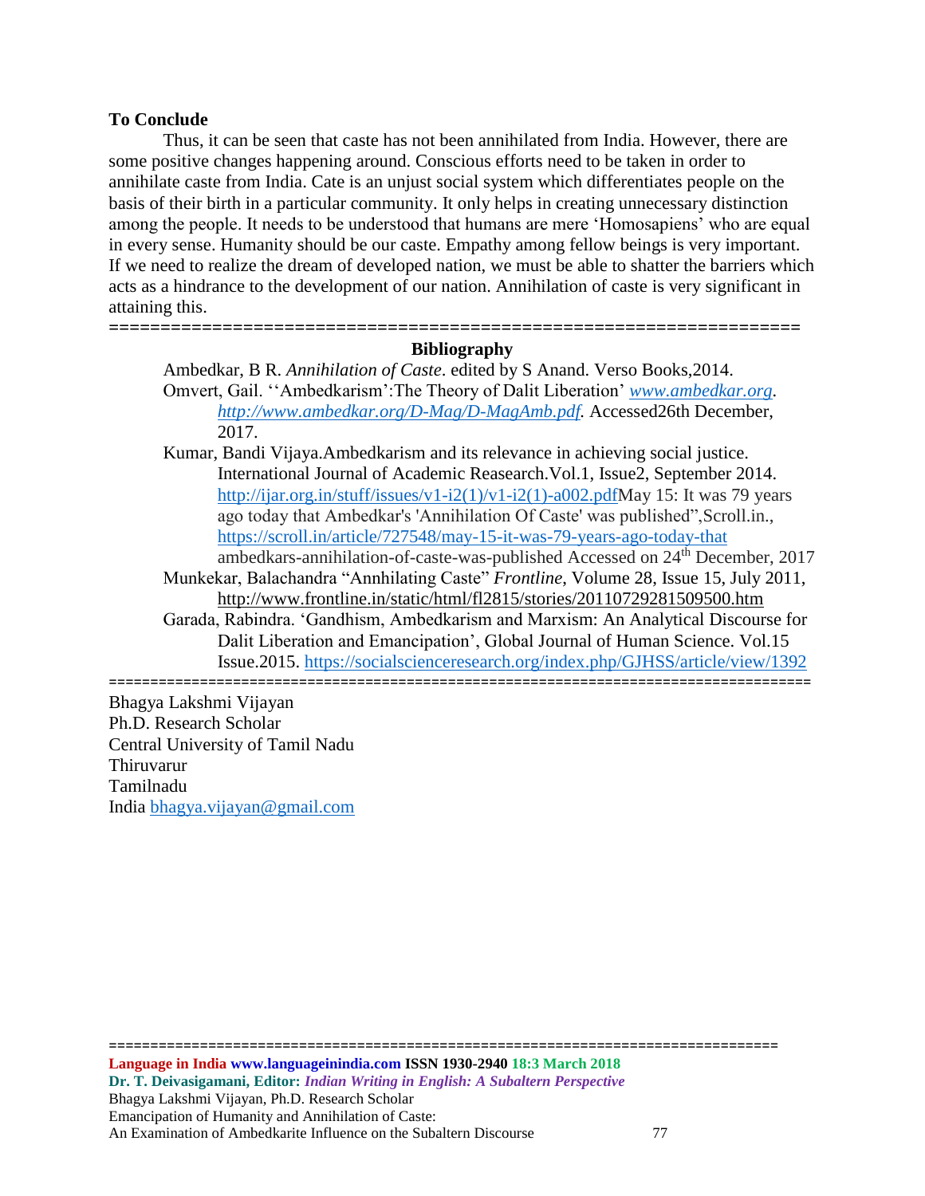**To Conclude**

Thus, it can be seen that caste has not been annihilated from India. However, there are some positive changes happening around. Conscious efforts need to be taken in order to annihilate caste from India. Cate is an unjust social system which differentiates people on the basis of their birth in a particular community. It only helps in creating unnecessary distinction among the people. It needs to be understood that humans are mere 'Homosapiens' who are equal in every sense. Humanity should be our caste. Empathy among fellow beings is very important. If we need to realize the dream of developed nation, we must be able to shatter the barriers which acts as a hindrance to the development of our nation. Annihilation of caste is very significant in attaining this.

=====================================================================

**Bibliography**

Ambedkar, B R. *Annihilation of Caste*. edited by S Anand. Verso Books,2014.

Omvert, Gail. ''Ambedkarism':The Theory of Dalit Liberation' *www.ambedkar.org*. *http://www.ambedkar.org/D-Mag/D-MagAmb.pdf*. Accessed26th December, 2017.

Kumar, Bandi Vijaya.Ambedkarism and its relevance in achieving social justice. International Journal of Academic Reasearch.Vol.1, Issue2, September 2014. http://ijar.org.in/stuff/issues/v1-i2(1)/v1-i2(1)-a002.pdfMay 15: It was 79 years ago today that Ambedkar's 'Annihilation Of Caste' was published",Scroll.in., https://scroll.in/article/727548/may-15-it-was-79-years-ago-today-that ambedkars-annihilation-of-caste-was-published Accessed on 24th December, 2017

Munkekar, Balachandra "Annhilating Caste" *Frontline*, Volume 28, Issue 15, July 2011, http://www.frontline.in/static/html/fl2815/stories/20110729281509500.htm

Garada, Rabindra. 'Gandhism, Ambedkarism and Marxism: An Analytical Discourse for Dalit Liberation and Emancipation', Global Journal of Human Science. Vol.15 Issue.2015. https://socialscienceresearch.org/index.php/GJHSS/article/view/1392

=====================================================================

Bhagya Lakshmi Vijayan
Ph.D. Research Scholar
Central University of Tamil Nadu
Thiruvarur
Tamilnadu
India bhagya.vijayan@gmail.com